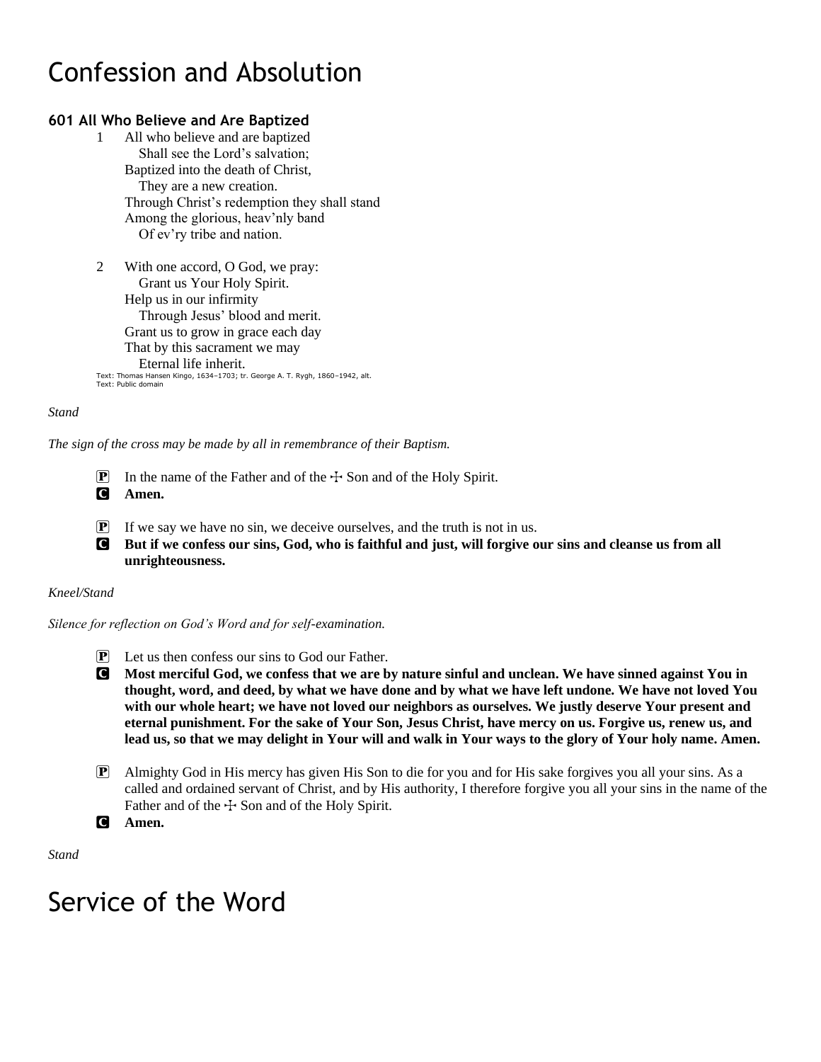# Confession and Absolution

### 601 All Who Believe and Are Baptized

1 All who believe and are baptized
Shall see the Lord's salvation;
Baptized into the death of Christ,
They are a new creation.
Through Christ's redemption they shall stand
Among the glorious, heav'nly band
Of ev'ry tribe and nation.

2 With one accord, O God, we pray:
Grant us Your Holy Spirit.
Help us in our infirmity
Through Jesus' blood and merit.
Grant us to grow in grace each day
That by this sacrament we may
Eternal life inherit.

Text: Thomas Hansen Kingo, 1634–1703; tr. George A. T. Rygh, 1860–1942, alt.
Text: Public domain

*Stand*

*The sign of the cross may be made by all in remembrance of their Baptism.*

P In the name of the Father and of the ☩ Son and of the Holy Spirit.
C **Amen.**

P If we say we have no sin, we deceive ourselves, and the truth is not in us.
C **But if we confess our sins, God, who is faithful and just, will forgive our sins and cleanse us from all unrighteousness.**

*Kneel/Stand*

*Silence for reflection on God's Word and for self-examination.*

P Let us then confess our sins to God our Father.
C **Most merciful God, we confess that we are by nature sinful and unclean. We have sinned against You in thought, word, and deed, by what we have done and by what we have left undone. We have not loved You with our whole heart; we have not loved our neighbors as ourselves. We justly deserve Your present and eternal punishment. For the sake of Your Son, Jesus Christ, have mercy on us. Forgive us, renew us, and lead us, so that we may delight in Your will and walk in Your ways to the glory of Your holy name. Amen.**

P Almighty God in His mercy has given His Son to die for you and for His sake forgives you all your sins. As a called and ordained servant of Christ, and by His authority, I therefore forgive you all your sins in the name of the Father and of the ☩ Son and of the Holy Spirit.
C **Amen.**

*Stand*

# Service of the Word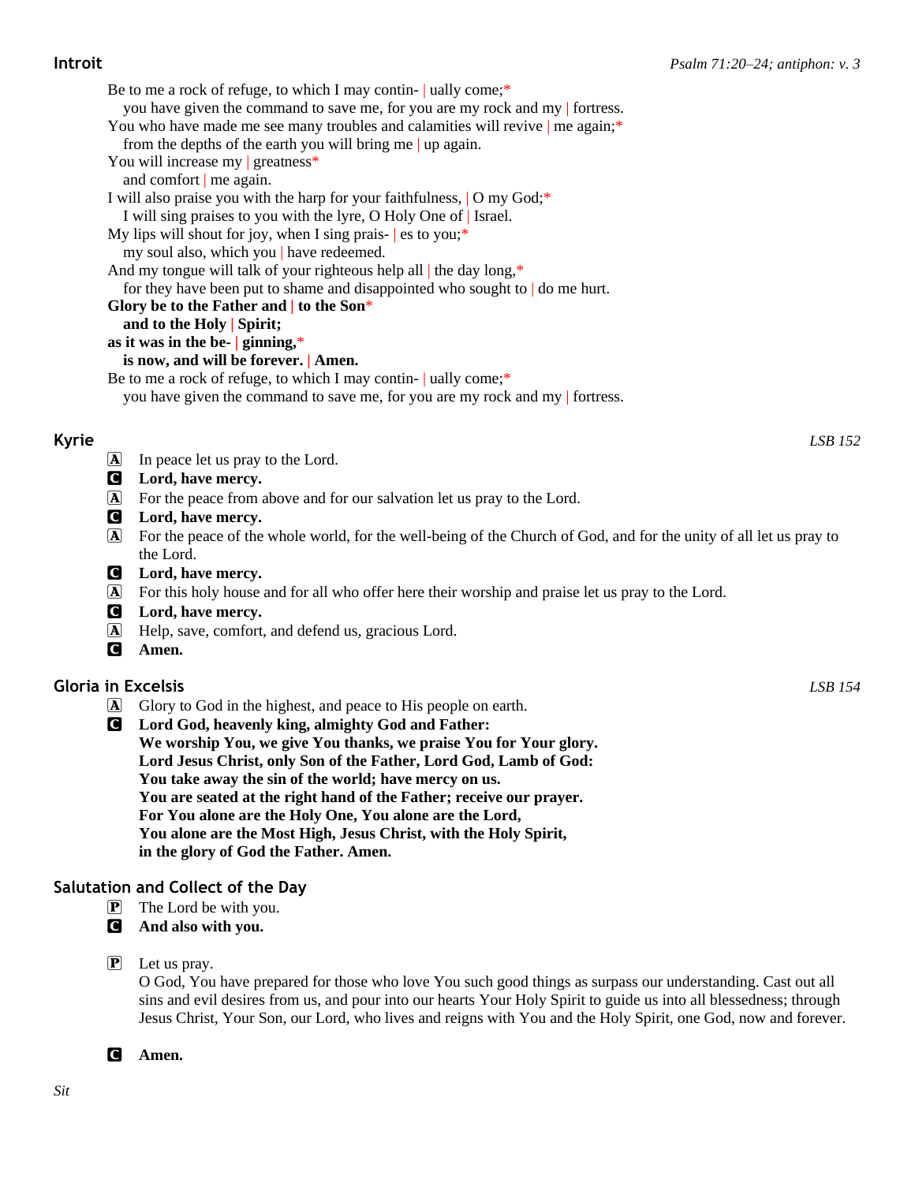## Introit

*Psalm 71:20–24; antiphon: v. 3*

Be to me a rock of refuge, to which I may contin- | ually come;*
  you have given the command to save me, for you are my rock and my | fortress.
You who have made me see many troubles and calamities will revive | me again;*
  from the depths of the earth you will bring me | up again.
You will increase my | greatness*
  and comfort | me again.
I will also praise you with the harp for your faithfulness, | O my God;*
  I will sing praises to you with the lyre, O Holy One of | Israel.
My lips will shout for joy, when I sing prais- | es to you;*
  my soul also, which you | have redeemed.
And my tongue will talk of your righteous help all | the day long,*
  for they have been put to shame and disappointed who sought to | do me hurt.
**Glory be to the Father and | to the Son***
  **and to the Holy | Spirit;**
**as it was in the be- | ginning,***
  **is now, and will be forever. | Amen.**
Be to me a rock of refuge, to which I may contin- | ually come;*
  you have given the command to save me, for you are my rock and my | fortress.

## Kyrie

*LSB 152*

Ⓐ In peace let us pray to the Lord.
Ⓒ **Lord, have mercy.**
Ⓐ For the peace from above and for our salvation let us pray to the Lord.
Ⓒ **Lord, have mercy.**
Ⓐ For the peace of the whole world, for the well-being of the Church of God, and for the unity of all let us pray to the Lord.
Ⓒ **Lord, have mercy.**
Ⓐ For this holy house and for all who offer here their worship and praise let us pray to the Lord.
Ⓒ **Lord, have mercy.**
Ⓐ Help, save, comfort, and defend us, gracious Lord.
Ⓒ **Amen.**

## Gloria in Excelsis

*LSB 154*

Ⓐ Glory to God in the highest, and peace to His people on earth.
Ⓒ **Lord God, heavenly king, almighty God and Father:**
**We worship You, we give You thanks, we praise You for Your glory.**
**Lord Jesus Christ, only Son of the Father, Lord God, Lamb of God:**
**You take away the sin of the world; have mercy on us.**
**You are seated at the right hand of the Father; receive our prayer.**
**For You alone are the Holy One, You alone are the Lord,**
**You alone are the Most High, Jesus Christ, with the Holy Spirit,**
**in the glory of God the Father. Amen.**

## Salutation and Collect of the Day

Ⓟ The Lord be with you.
Ⓒ **And also with you.**

Ⓟ Let us pray.
O God, You have prepared for those who love You such good things as surpass our understanding. Cast out all sins and evil desires from us, and pour into our hearts Your Holy Spirit to guide us into all blessedness; through Jesus Christ, Your Son, our Lord, who lives and reigns with You and the Holy Spirit, one God, now and forever.

Ⓒ **Amen.**

*Sit*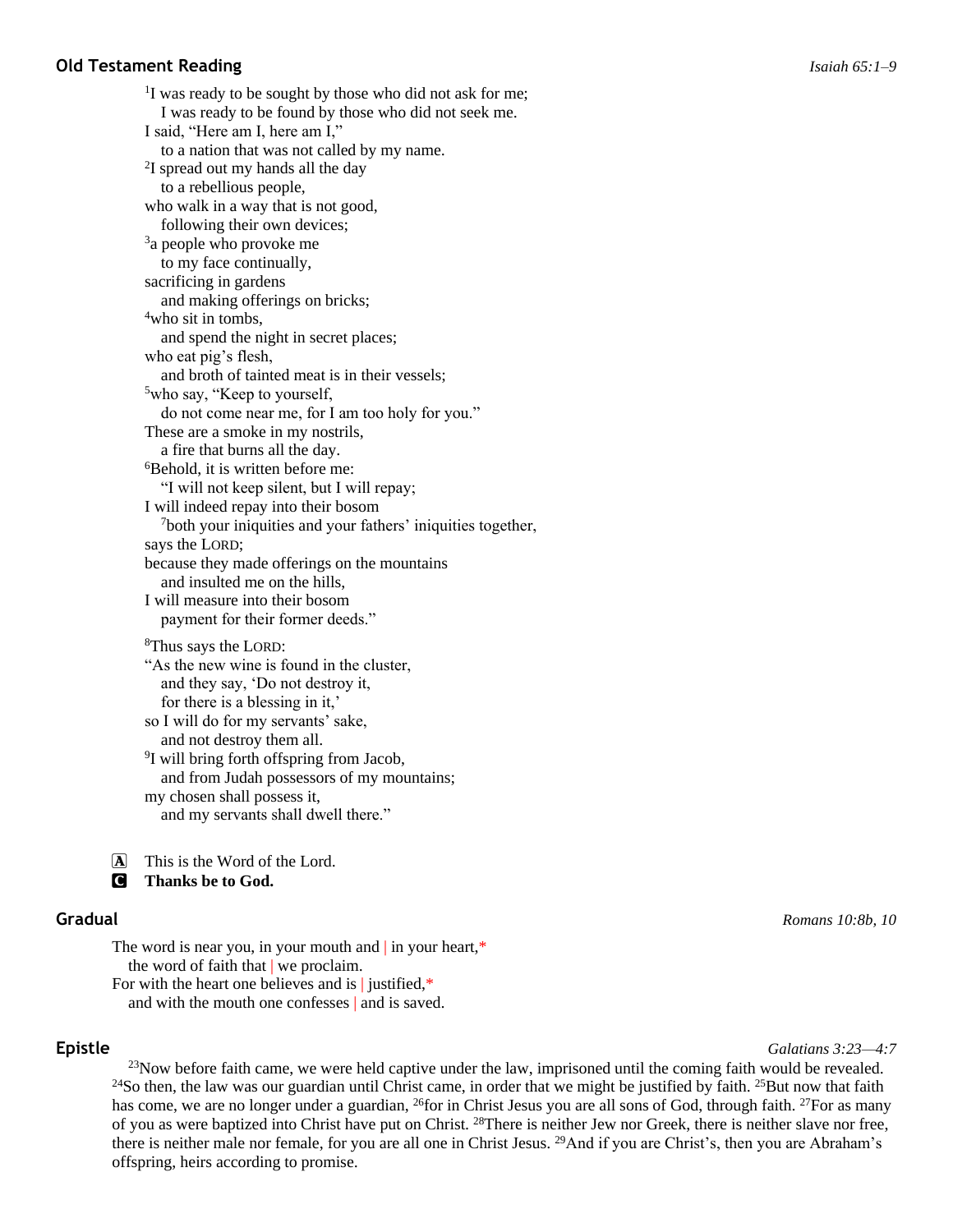## Old Testament Reading

*Isaiah 65:1–9*

[1]I was ready to be sought by those who did not ask for me;
  I was ready to be found by those who did not seek me.
I said, "Here am I, here am I,"
  to a nation that was not called by my name.
[2]I spread out my hands all the day
  to a rebellious people,
who walk in a way that is not good,
  following their own devices;
[3]a people who provoke me
  to my face continually,
sacrificing in gardens
  and making offerings on bricks;
[4]who sit in tombs,
  and spend the night in secret places;
who eat pig's flesh,
  and broth of tainted meat is in their vessels;
[5]who say, "Keep to yourself,
  do not come near me, for I am too holy for you."
These are a smoke in my nostrils,
  a fire that burns all the day.
[6]Behold, it is written before me:
  "I will not keep silent, but I will repay;
I will indeed repay into their bosom
  [7]both your iniquities and your fathers' iniquities together,
says the LORD;
because they made offerings on the mountains
  and insulted me on the hills,
I will measure into their bosom
  payment for their former deeds."

[8]Thus says the LORD:
"As the new wine is found in the cluster,
  and they say, 'Do not destroy it,
  for there is a blessing in it,'
so I will do for my servants' sake,
  and not destroy them all.
[9]I will bring forth offspring from Jacob,
  and from Judah possessors of my mountains;
my chosen shall possess it,
  and my servants shall dwell there."

A  This is the Word of the Lord.
C  **Thanks be to God.**

## Gradual

*Romans 10:8b, 10*

The word is near you, in your mouth and | in your heart,*
  the word of faith that | we proclaim.
For with the heart one believes and is | justified,*
  and with the mouth one confesses | and is saved.

## Epistle

*Galatians 3:23—4:7*

[23]Now before faith came, we were held captive under the law, imprisoned until the coming faith would be revealed. [24]So then, the law was our guardian until Christ came, in order that we might be justified by faith. [25]But now that faith has come, we are no longer under a guardian, [26]for in Christ Jesus you are all sons of God, through faith. [27]For as many of you as were baptized into Christ have put on Christ. [28]There is neither Jew nor Greek, there is neither slave nor free, there is neither male nor female, for you are all one in Christ Jesus. [29]And if you are Christ's, then you are Abraham's offspring, heirs according to promise.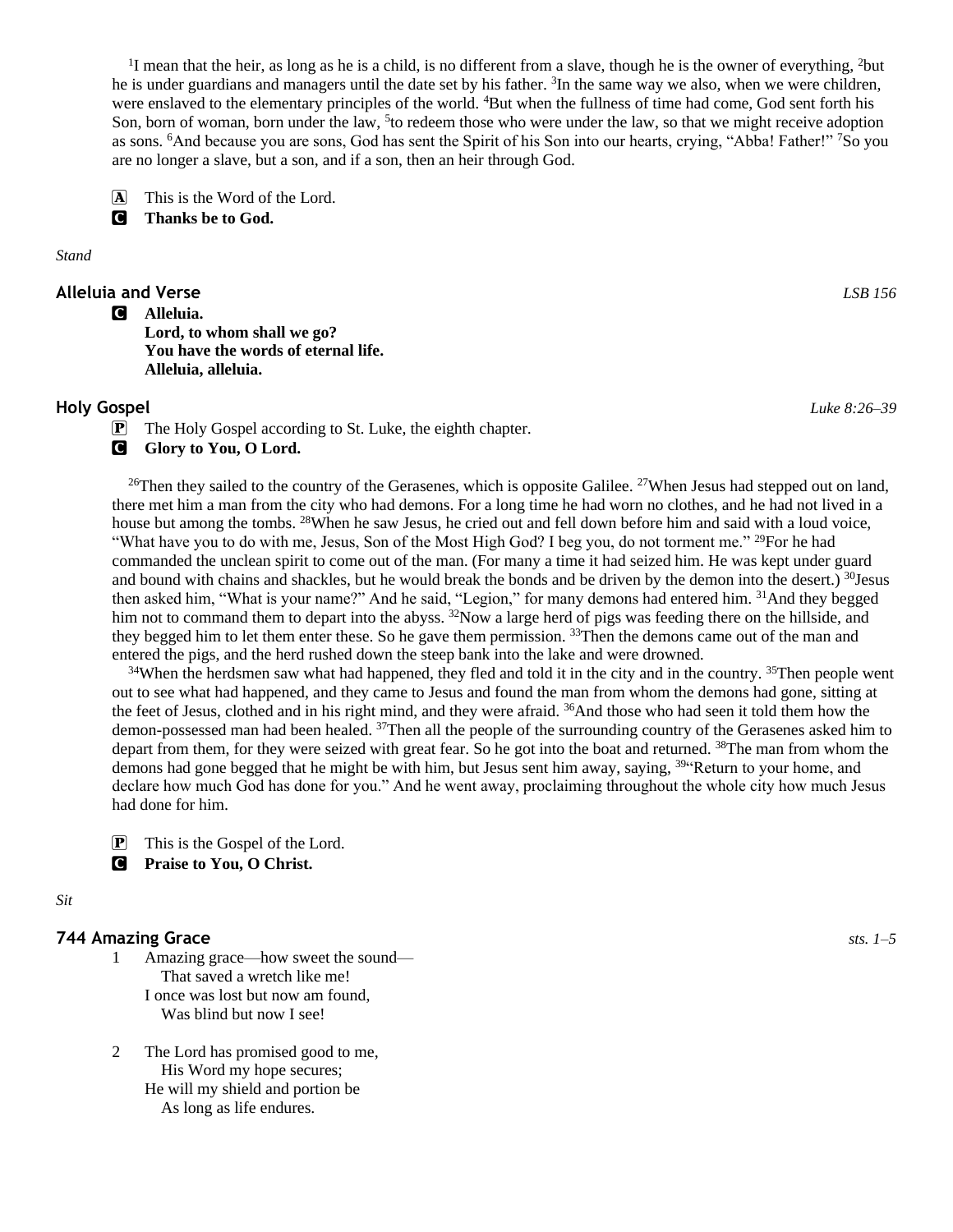[1]I mean that the heir, as long as he is a child, is no different from a slave, though he is the owner of everything, [2]but he is under guardians and managers until the date set by his father. [3]In the same way we also, when we were children, were enslaved to the elementary principles of the world. [4]But when the fullness of time had come, God sent forth his Son, born of woman, born under the law, [5]to redeem those who were under the law, so that we might receive adoption as sons. [6]And because you are sons, God has sent the Spirit of his Son into our hearts, crying, "Abba! Father!" [7]So you are no longer a slave, but a son, and if a son, then an heir through God.

A This is the Word of the Lord.
C **Thanks be to God.**

*Stand*

## Alleluia and Verse *LSB 156*

C **Alleluia.**
**Lord, to whom shall we go?**
**You have the words of eternal life.**
**Alleluia, alleluia.**

## Holy Gospel *Luke 8:26–39*

P The Holy Gospel according to St. Luke, the eighth chapter.
C **Glory to You, O Lord.**

[26]Then they sailed to the country of the Gerasenes, which is opposite Galilee. [27]When Jesus had stepped out on land, there met him a man from the city who had demons. For a long time he had worn no clothes, and he had not lived in a house but among the tombs. [28]When he saw Jesus, he cried out and fell down before him and said with a loud voice, "What have you to do with me, Jesus, Son of the Most High God? I beg you, do not torment me." [29]For he had commanded the unclean spirit to come out of the man. (For many a time it had seized him. He was kept under guard and bound with chains and shackles, but he would break the bonds and be driven by the demon into the desert.) [30]Jesus then asked him, "What is your name?" And he said, "Legion," for many demons had entered him. [31]And they begged him not to command them to depart into the abyss. [32]Now a large herd of pigs was feeding there on the hillside, and they begged him to let them enter these. So he gave them permission. [33]Then the demons came out of the man and entered the pigs, and the herd rushed down the steep bank into the lake and were drowned.

[34]When the herdsmen saw what had happened, they fled and told it in the city and in the country. [35]Then people went out to see what had happened, and they came to Jesus and found the man from whom the demons had gone, sitting at the feet of Jesus, clothed and in his right mind, and they were afraid. [36]And those who had seen it told them how the demon-possessed man had been healed. [37]Then all the people of the surrounding country of the Gerasenes asked him to depart from them, for they were seized with great fear. So he got into the boat and returned. [38]The man from whom the demons had gone begged that he might be with him, but Jesus sent him away, saying, [39]"Return to your home, and declare how much God has done for you." And he went away, proclaiming throughout the whole city how much Jesus had done for him.

P This is the Gospel of the Lord.
C **Praise to You, O Christ.**

*Sit*

## 744 Amazing Grace *sts. 1–5*

1 Amazing grace—how sweet the sound—
That saved a wretch like me!
I once was lost but now am found,
Was blind but now I see!

2 The Lord has promised good to me,
His Word my hope secures;
He will my shield and portion be
As long as life endures.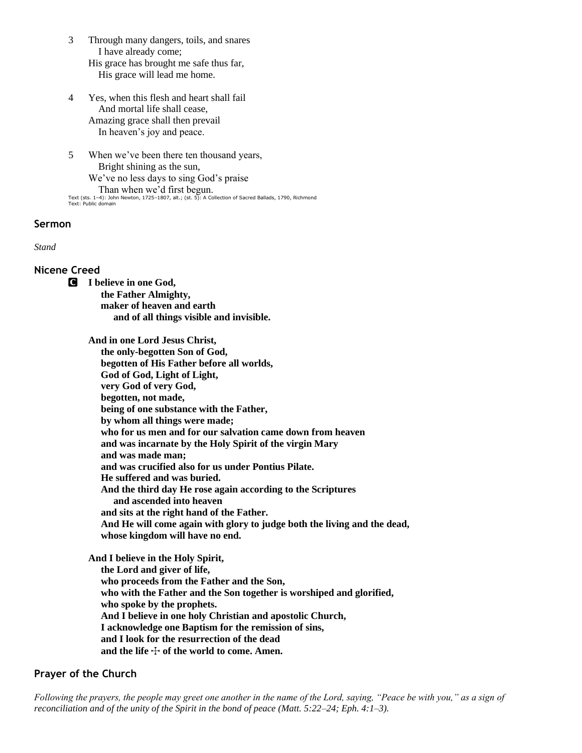3 Through many dangers, toils, and snares
  I have already come;
His grace has brought me safe thus far,
  His grace will lead me home.

4 Yes, when this flesh and heart shall fail
  And mortal life shall cease,
Amazing grace shall then prevail
  In heaven's joy and peace.

5 When we've been there ten thousand years,
  Bright shining as the sun,
We've no less days to sing God's praise
  Than when we'd first begun.

Text (sts. 1–4): John Newton, 1725–1807, alt.; (st. 5): A Collection of Sacred Ballads, 1790, Richmond
Text: Public domain

### Sermon

*Stand*

### Nicene Creed

**C** **I believe in one God,**
**the Father Almighty,**
**maker of heaven and earth**
**and of all things visible and invisible.**

**And in one Lord Jesus Christ,**
**the only-begotten Son of God,**
**begotten of His Father before all worlds,**
**God of God, Light of Light,**
**very God of very God,**
**begotten, not made,**
**being of one substance with the Father,**
**by whom all things were made;**
**who for us men and for our salvation came down from heaven**
**and was incarnate by the Holy Spirit of the virgin Mary**
**and was made man;**
**and was crucified also for us under Pontius Pilate.**
**He suffered and was buried.**
**And the third day He rose again according to the Scriptures**
**and ascended into heaven**
**and sits at the right hand of the Father.**
**And He will come again with glory to judge both the living and the dead,**
**whose kingdom will have no end.**

**And I believe in the Holy Spirit,**
**the Lord and giver of life,**
**who proceeds from the Father and the Son,**
**who with the Father and the Son together is worshiped and glorified,**
**who spoke by the prophets.**
**And I believe in one holy Christian and apostolic Church,**
**I acknowledge one Baptism for the remission of sins,**
**and I look for the resurrection of the dead**
**and the life ☩ of the world to come. Amen.**

### Prayer of the Church

*Following the prayers, the people may greet one another in the name of the Lord, saying, "Peace be with you," as a sign of reconciliation and of the unity of the Spirit in the bond of peace (Matt. 5:22–24; Eph. 4:1–3).*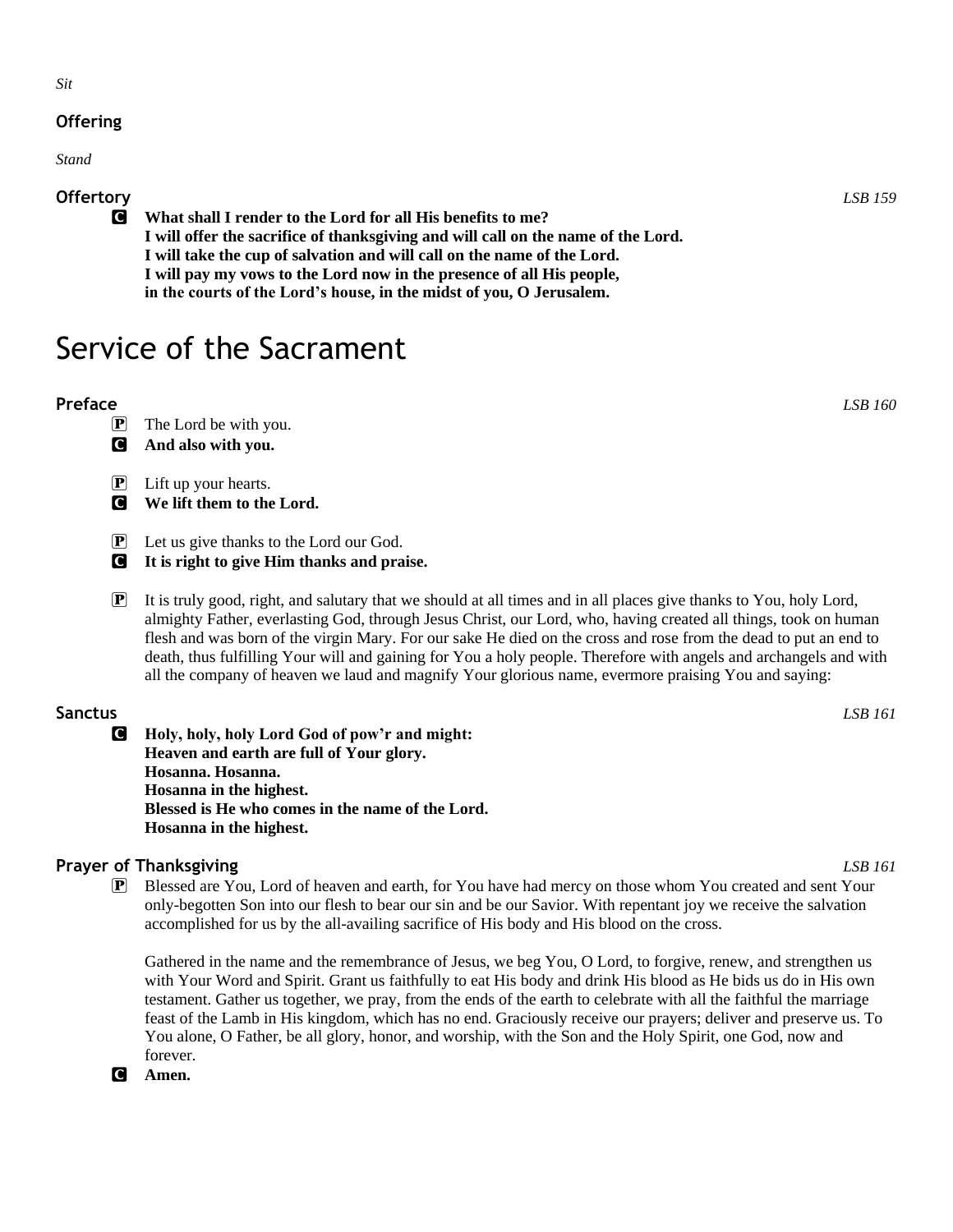*Sit*

### Offering

*Stand*

### Offertory *LSB 159*

C **What shall I render to the Lord for all His benefits to me?**
**I will offer the sacrifice of thanksgiving and will call on the name of the Lord.**
**I will take the cup of salvation and will call on the name of the Lord.**
**I will pay my vows to the Lord now in the presence of all His people,**
**in the courts of the Lord's house, in the midst of you, O Jerusalem.**

# Service of the Sacrament

### Preface *LSB 160*

P The Lord be with you.
C **And also with you.**

P Lift up your hearts.
C **We lift them to the Lord.**

P Let us give thanks to the Lord our God.
C **It is right to give Him thanks and praise.**

P It is truly good, right, and salutary that we should at all times and in all places give thanks to You, holy Lord, almighty Father, everlasting God, through Jesus Christ, our Lord, who, having created all things, took on human flesh and was born of the virgin Mary. For our sake He died on the cross and rose from the dead to put an end to death, thus fulfilling Your will and gaining for You a holy people. Therefore with angels and archangels and with all the company of heaven we laud and magnify Your glorious name, evermore praising You and saying:

### Sanctus *LSB 161*

C **Holy, holy, holy Lord God of pow'r and might:**
**Heaven and earth are full of Your glory.**
**Hosanna. Hosanna.**
**Hosanna in the highest.**
**Blessed is He who comes in the name of the Lord.**
**Hosanna in the highest.**

### Prayer of Thanksgiving *LSB 161*

P Blessed are You, Lord of heaven and earth, for You have had mercy on those whom You created and sent Your only-begotten Son into our flesh to bear our sin and be our Savior. With repentant joy we receive the salvation accomplished for us by the all-availing sacrifice of His body and His blood on the cross.

Gathered in the name and the remembrance of Jesus, we beg You, O Lord, to forgive, renew, and strengthen us with Your Word and Spirit. Grant us faithfully to eat His body and drink His blood as He bids us do in His own testament. Gather us together, we pray, from the ends of the earth to celebrate with all the faithful the marriage feast of the Lamb in His kingdom, which has no end. Graciously receive our prayers; deliver and preserve us. To You alone, O Father, be all glory, honor, and worship, with the Son and the Holy Spirit, one God, now and forever.

C **Amen.**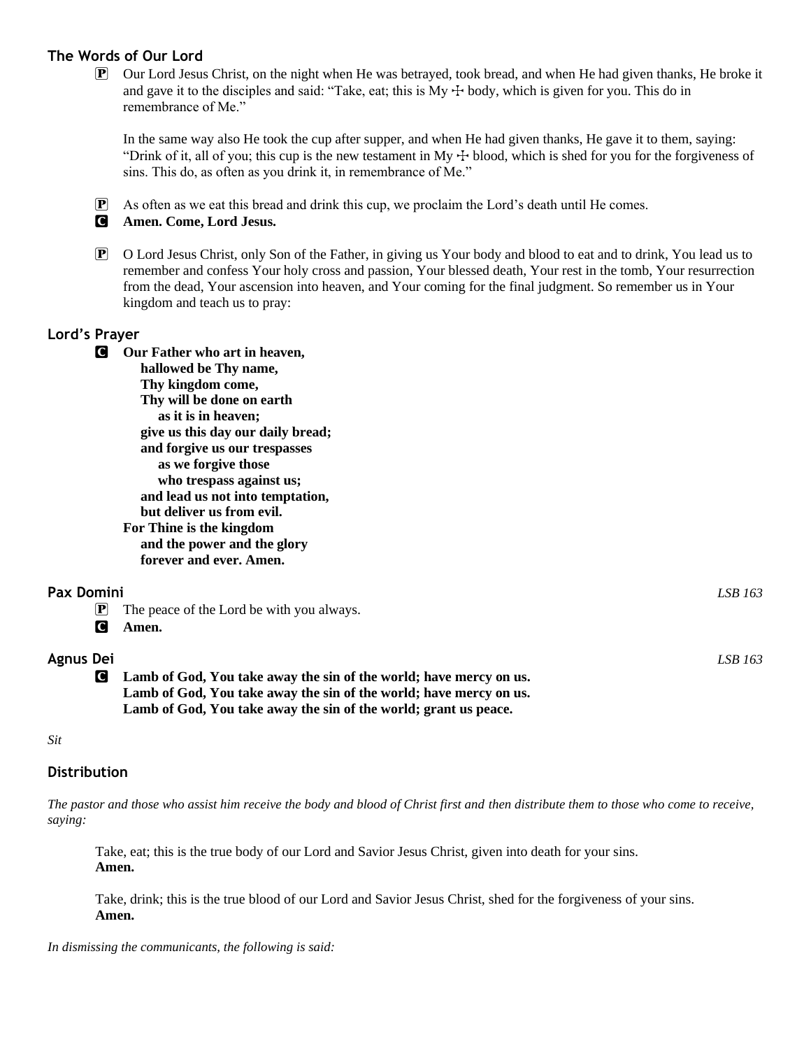### The Words of Our Lord

P Our Lord Jesus Christ, on the night when He was betrayed, took bread, and when He had given thanks, He broke it and gave it to the disciples and said: "Take, eat; this is My ☩ body, which is given for you. This do in remembrance of Me."

In the same way also He took the cup after supper, and when He had given thanks, He gave it to them, saying: "Drink of it, all of you; this cup is the new testament in My ☩ blood, which is shed for you for the forgiveness of sins. This do, as often as you drink it, in remembrance of Me."

P As often as we eat this bread and drink this cup, we proclaim the Lord's death until He comes.

C **Amen. Come, Lord Jesus.**

P O Lord Jesus Christ, only Son of the Father, in giving us Your body and blood to eat and to drink, You lead us to remember and confess Your holy cross and passion, Your blessed death, Your rest in the tomb, Your resurrection from the dead, Your ascension into heaven, and Your coming for the final judgment. So remember us in Your kingdom and teach us to pray:

### Lord's Prayer

C **Our Father who art in heaven,**
**hallowed be Thy name,**
**Thy kingdom come,**
**Thy will be done on earth**
**as it is in heaven;**
**give us this day our daily bread;**
**and forgive us our trespasses**
**as we forgive those**
**who trespass against us;**
**and lead us not into temptation,**
**but deliver us from evil.**
**For Thine is the kingdom**
**and the power and the glory**
**forever and ever. Amen.**

### Pax Domini *LSB 163*

P The peace of the Lord be with you always.

C **Amen.**

### Agnus Dei *LSB 163*

C **Lamb of God, You take away the sin of the world; have mercy on us.**
**Lamb of God, You take away the sin of the world; have mercy on us.**
**Lamb of God, You take away the sin of the world; grant us peace.**

*Sit*

### Distribution

*The pastor and those who assist him receive the body and blood of Christ first and then distribute them to those who come to receive, saying:*

Take, eat; this is the true body of our Lord and Savior Jesus Christ, given into death for your sins.
**Amen.**

Take, drink; this is the true blood of our Lord and Savior Jesus Christ, shed for the forgiveness of your sins.
**Amen.**

*In dismissing the communicants, the following is said:*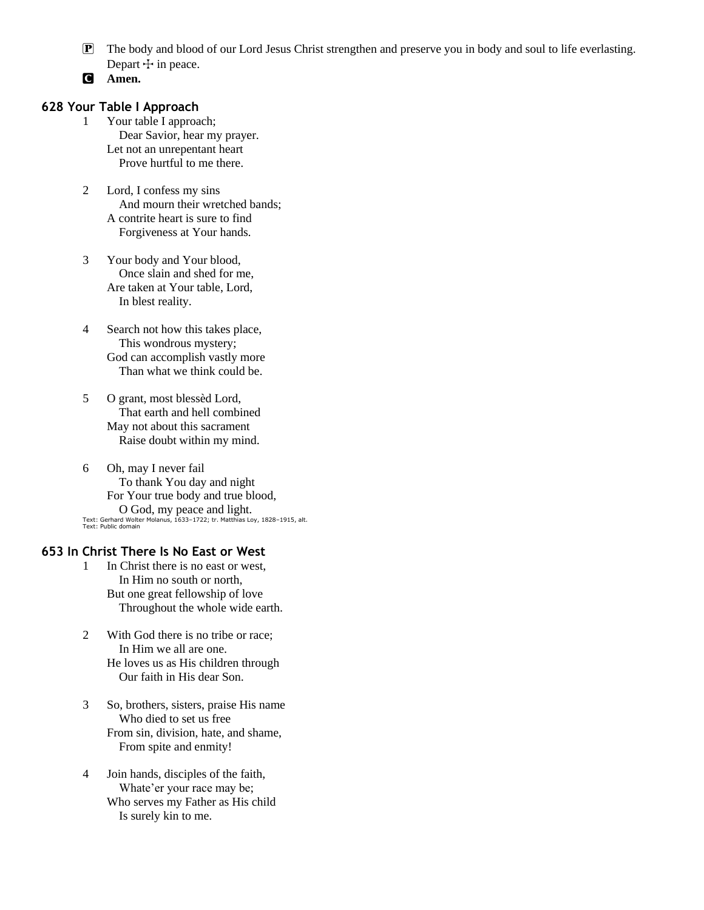**P** The body and blood of our Lord Jesus Christ strengthen and preserve you in body and soul to life everlasting. Depart ☩ in peace.

**C** **Amen.**

### 628 Your Table I Approach

1 Your table I approach;
  Dear Savior, hear my prayer.
Let not an unrepentant heart
  Prove hurtful to me there.

2 Lord, I confess my sins
  And mourn their wretched bands;
A contrite heart is sure to find
  Forgiveness at Your hands.

3 Your body and Your blood,
  Once slain and shed for me,
Are taken at Your table, Lord,
  In blest reality.

4 Search not how this takes place,
  This wondrous mystery;
God can accomplish vastly more
  Than what we think could be.

5 O grant, most blessèd Lord,
  That earth and hell combined
May not about this sacrament
  Raise doubt within my mind.

6 Oh, may I never fail
  To thank You day and night
For Your true body and true blood,
  O God, my peace and light.

Text: Gerhard Wolter Molanus, 1633–1722; tr. Matthias Loy, 1828–1915, alt.
Text: Public domain

### 653 In Christ There Is No East or West

1 In Christ there is no east or west,
  In Him no south or north,
But one great fellowship of love
  Throughout the whole wide earth.

2 With God there is no tribe or race;
  In Him we all are one.
He loves us as His children through
  Our faith in His dear Son.

3 So, brothers, sisters, praise His name
  Who died to set us free
From sin, division, hate, and shame,
  From spite and enmity!

4 Join hands, disciples of the faith,
  Whate'er your race may be;
Who serves my Father as His child
  Is surely kin to me.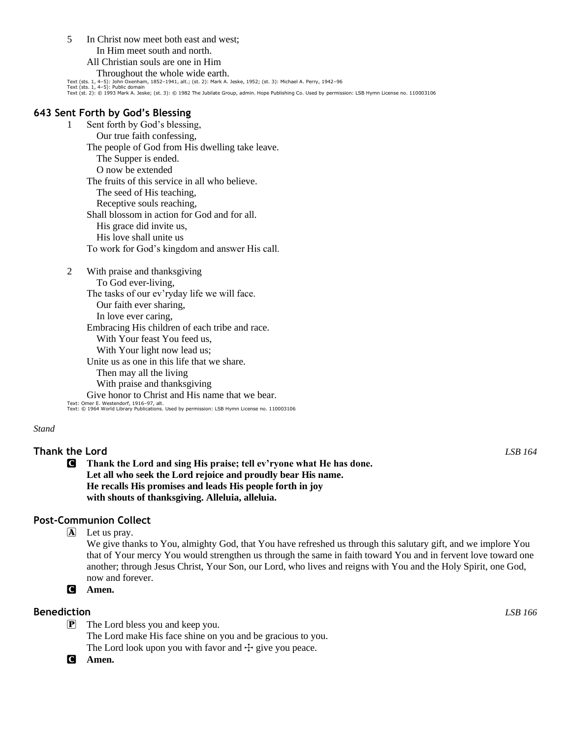5 In Christ now meet both east and west;
  In Him meet south and north.
 All Christian souls are one in Him
  Throughout the whole wide earth.

Text (sts. 1, 4–5): John Oxenham, 1852–1941, alt.; (st. 2): Mark A. Jeske, 1952; (st. 3): Michael A. Perry, 1942–96
Text (sts. 1, 4–5): Public domain
Text (st. 2): © 1993 Mark A. Jeske; (st. 3): © 1982 The Jubilate Group, admin. Hope Publishing Co. Used by permission: LSB Hymn License no. 110003106

### 643 Sent Forth by God's Blessing

1 Sent forth by God's blessing,
  Our true faith confessing,
 The people of God from His dwelling take leave.
  The Supper is ended.
  O now be extended
 The fruits of this service in all who believe.
  The seed of His teaching,
  Receptive souls reaching,
 Shall blossom in action for God and for all.
  His grace did invite us,
  His love shall unite us
 To work for God's kingdom and answer His call.

2 With praise and thanksgiving
  To God ever-living,
 The tasks of our ev'ryday life we will face.
  Our faith ever sharing,
  In love ever caring,
 Embracing His children of each tribe and race.
  With Your feast You feed us,
  With Your light now lead us;
 Unite us as one in this life that we share.
  Then may all the living
  With praise and thanksgiving
 Give honor to Christ and His name that we bear.

Text: Omer E. Westendorf, 1916–97, alt.
Text: © 1964 World Library Publications. Used by permission: LSB Hymn License no. 110003106

*Stand*

### Thank the Lord *LSB 164*

C **Thank the Lord and sing His praise; tell ev'ryone what He has done.**
**Let all who seek the Lord rejoice and proudly bear His name.**
**He recalls His promises and leads His people forth in joy**
**with shouts of thanksgiving. Alleluia, alleluia.**

### Post-Communion Collect

A Let us pray.
We give thanks to You, almighty God, that You have refreshed us through this salutary gift, and we implore You that of Your mercy You would strengthen us through the same in faith toward You and in fervent love toward one another; through Jesus Christ, Your Son, our Lord, who lives and reigns with You and the Holy Spirit, one God, now and forever.

C **Amen.**

### Benediction *LSB 166*

P The Lord bless you and keep you.
The Lord make His face shine on you and be gracious to you.
The Lord look upon you with favor and ☩ give you peace.

C **Amen.**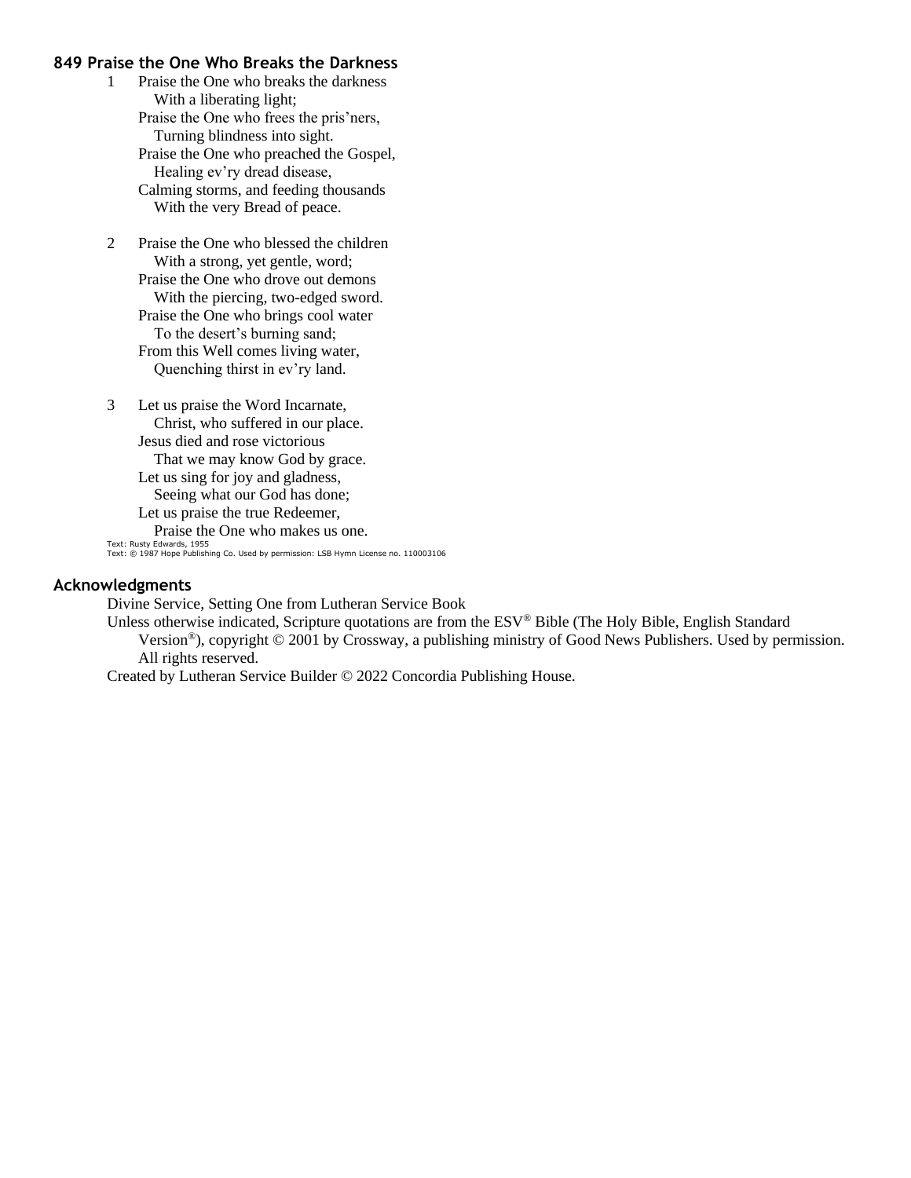## 849 Praise the One Who Breaks the Darkness

1 Praise the One who breaks the darkness
With a liberating light;
Praise the One who frees the pris'ners,
Turning blindness into sight.
Praise the One who preached the Gospel,
Healing ev'ry dread disease,
Calming storms, and feeding thousands
With the very Bread of peace.

2 Praise the One who blessed the children
With a strong, yet gentle, word;
Praise the One who drove out demons
With the piercing, two-edged sword.
Praise the One who brings cool water
To the desert's burning sand;
From this Well comes living water,
Quenching thirst in ev'ry land.

3 Let us praise the Word Incarnate,
Christ, who suffered in our place.
Jesus died and rose victorious
That we may know God by grace.
Let us sing for joy and gladness,
Seeing what our God has done;
Let us praise the true Redeemer,
Praise the One who makes us one.

Text: Rusty Edwards, 1955
Text: © 1987 Hope Publishing Co. Used by permission: LSB Hymn License no. 110003106

## Acknowledgments

Divine Service, Setting One from Lutheran Service Book

Unless otherwise indicated, Scripture quotations are from the ESV® Bible (The Holy Bible, English Standard Version®), copyright © 2001 by Crossway, a publishing ministry of Good News Publishers. Used by permission. All rights reserved.

Created by Lutheran Service Builder © 2022 Concordia Publishing House.